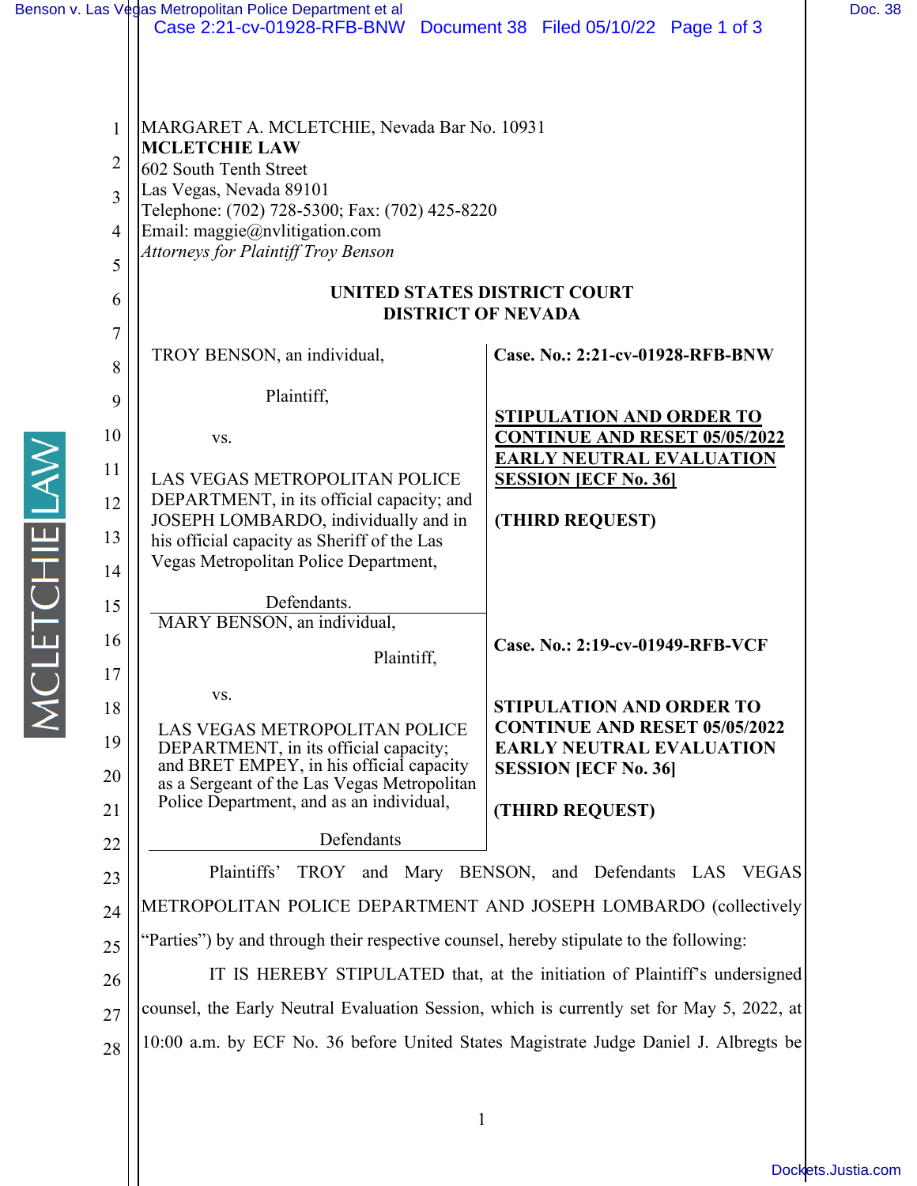MARGARET A. MCLETCHIE, Nevada Bar No. 10931
**MCLETCHIE LAW**
602 South Tenth Street
Las Vegas, Nevada 89101
Telephone: (702) 728-5300; Fax: (702) 425-8220
Email: maggie@nvlitigation.com
*Attorneys for Plaintiff Troy Benson*

**UNITED STATES DISTRICT COURT**
**DISTRICT OF NEVADA**

TROY BENSON, an individual,

Plaintiff,

vs.

LAS VEGAS METROPOLITAN POLICE DEPARTMENT, in its official capacity; and JOSEPH LOMBARDO, individually and in his official capacity as Sheriff of the Las Vegas Metropolitan Police Department,

Defendants.

**Case. No.: 2:21-cv-01928-RFB-BNW**

**STIPULATION AND ORDER TO CONTINUE AND RESET 05/05/2022 EARLY NEUTRAL EVALUATION SESSION [ECF No. 36]**

**(THIRD REQUEST)**

MARY BENSON, an individual,

Plaintiff,

vs.

LAS VEGAS METROPOLITAN POLICE DEPARTMENT, in its official capacity; and BRET EMPEY, in his official capacity as a Sergeant of the Las Vegas Metropolitan Police Department, and as an individual,

Defendants

**Case. No.: 2:19-cv-01949-RFB-VCF**

**STIPULATION AND ORDER TO CONTINUE AND RESET 05/05/2022 EARLY NEUTRAL EVALUATION SESSION [ECF No. 36]**

**(THIRD REQUEST)**

Plaintiffs' TROY and Mary BENSON, and Defendants LAS VEGAS METROPOLITAN POLICE DEPARTMENT AND JOSEPH LOMBARDO (collectively "Parties") by and through their respective counsel, hereby stipulate to the following:

IT IS HEREBY STIPULATED that, at the initiation of Plaintiff's undersigned counsel, the Early Neutral Evaluation Session, which is currently set for May 5, 2022, at 10:00 a.m. by ECF No. 36 before United States Magistrate Judge Daniel J. Albregts be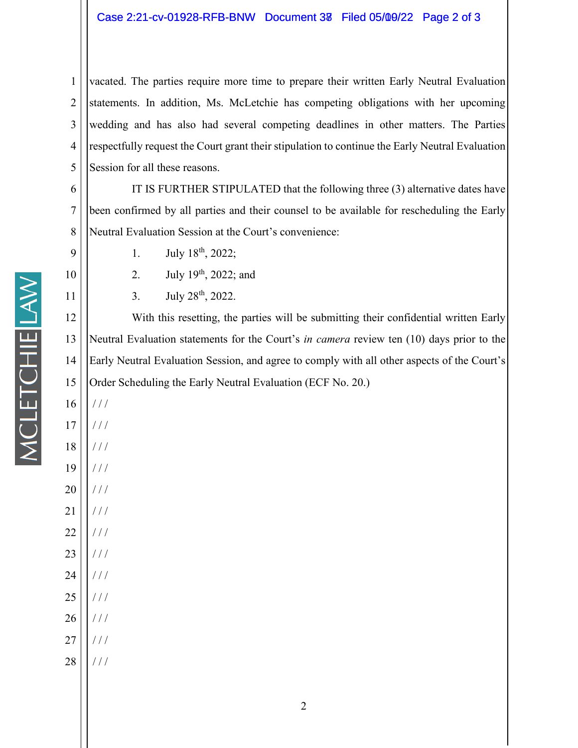vacated. The parties require more time to prepare their written Early Neutral Evaluation statements. In addition, Ms. McLetchie has competing obligations with her upcoming wedding and has also had several competing deadlines in other matters. The Parties respectfully request the Court grant their stipulation to continue the Early Neutral Evaluation Session for all these reasons.

IT IS FURTHER STIPULATED that the following three (3) alternative dates have been confirmed by all parties and their counsel to be available for rescheduling the Early Neutral Evaluation Session at the Court's convenience:

1. July 18th, 2022;
2. July 19th, 2022; and
3. July 28th, 2022.

With this resetting, the parties will be submitting their confidential written Early Neutral Evaluation statements for the Court's *in camera* review ten (10) days prior to the Early Neutral Evaluation Session, and agree to comply with all other aspects of the Court's Order Scheduling the Early Neutral Evaluation (ECF No. 20.)

/ / /

/ / /

/ / /

/ / /

/ / /

/ / /

/ / /

/ / /

/ / /

/ / /

/ / /

/ / /

/ / /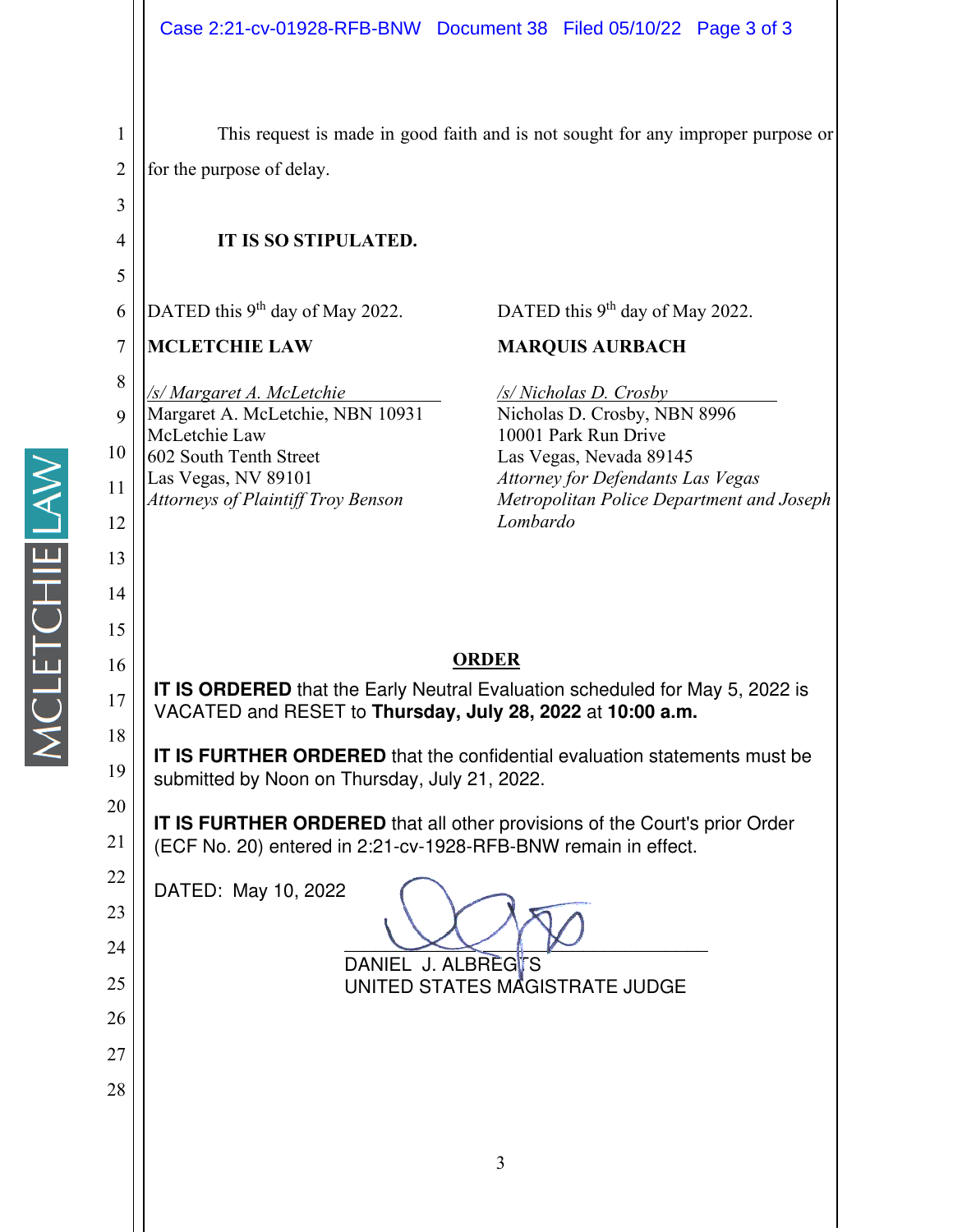This request is made in good faith and is not sought for any improper purpose or for the purpose of delay.

**IT IS SO STIPULATED.**

DATED this 9th day of May 2022.

**MCLETCHIE LAW**

*/s/ Margaret A. McLetchie*
Margaret A. McLetchie, NBN 10931
McLetchie Law
602 South Tenth Street
Las Vegas, NV 89101
*Attorneys of Plaintiff Troy Benson*

DATED this 9th day of May 2022.

**MARQUIS AURBACH**

*/s/ Nicholas D. Crosby*
Nicholas D. Crosby, NBN 8996
10001 Park Run Drive
Las Vegas, Nevada 89145
*Attorney for Defendants Las Vegas Metropolitan Police Department and Joseph Lombardo*

## ORDER

**IT IS ORDERED** that the Early Neutral Evaluation scheduled for May 5, 2022 is VACATED and RESET to **Thursday, July 28, 2022** at **10:00 a.m.**

**IT IS FURTHER ORDERED** that the confidential evaluation statements must be submitted by Noon on Thursday, July 21, 2022.

**IT IS FURTHER ORDERED** that all other provisions of the Court's prior Order (ECF No. 20) entered in 2:21-cv-1928-RFB-BNW remain in effect.

DATED: May 10, 2022

DANIEL J. ALBREGTS
UNITED STATES MAGISTRATE JUDGE